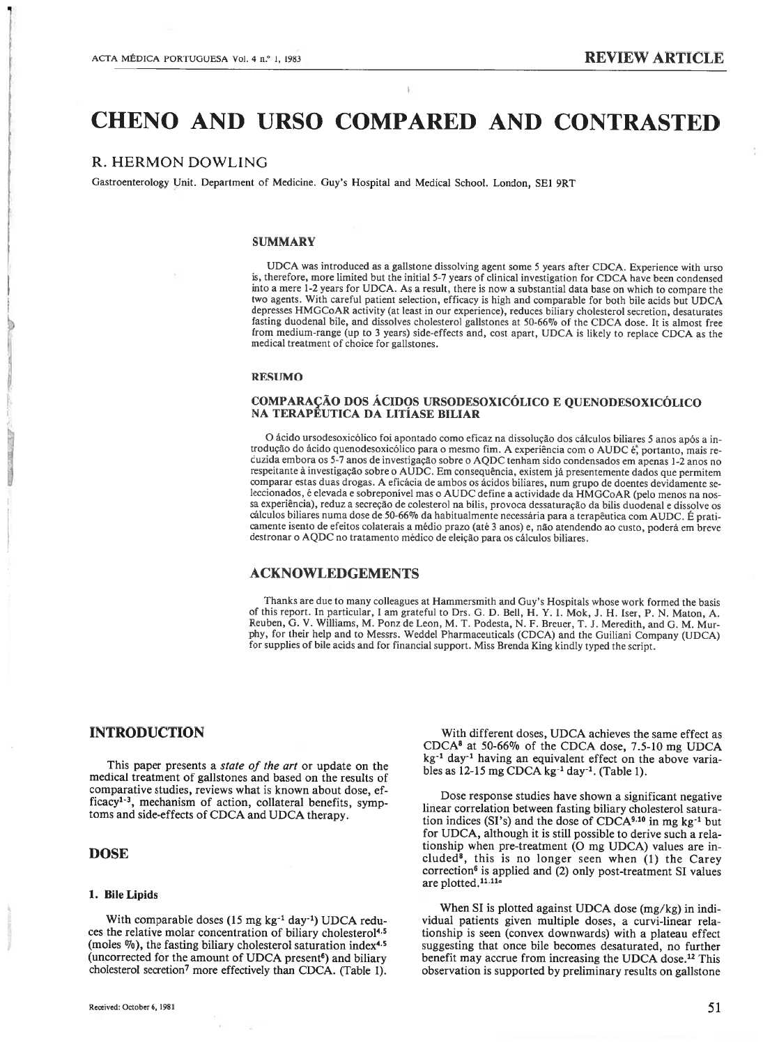# CHENO AND URSO COMPARED AND CONTRASTED

## R. HERMON DOWLING

Gastroenterology Unit. Department of Medicine. Guy's Hospital and Medical School. London, SE1 9RT

### SUMMARY

UDCA was introduced as a gallstone dissolving agent some 5 years after CDCA. Experience with urso is, therefore, more limited but the initial 5-7 years of clinical investigation for CDCA have been condensed into a mere 1-2 years for UDCA. As a result, there is now a substantial data base on which to compare the two agents. With careful patient selection, efficacy is high and comparable for both bile acids but UDCA depresses HMGCoAR activity (at least in our experience), reduces biliary cholesterol secretion, desaturates fasting duodenal bile, and dissolves cholesterol gallstones at 50-66% of the CDCA dose. It is almost free from medium-range (up to 3 years) side-effects and, cost apart, UDCA is likely to replace CDCA as the medical treatment of choice for gallstones.

### RESUMO

#### COMPARAÇÃO DOS ÁCIDOS URSODESOXICÓLICO E QUENODESOXICÓLICO NA TERAPÊUTICA DA LITÍASE BILIAR

O ácido ursodesoxicólico foi apontado como eficaz na dissolução dos cálculos biliares 5 anos após a introdução do ácido quenodesoxicólico para o mesmo fim. A experiência com o AUDC é, portanto, mais recuzida embora os 5-7 anos de investigação sobre o AQDC tenham sido condensados em apenas 1-2 anos no respeitante à investigação sobre o AUDC. Em consequência, existem já presentemente dados que permitem comparar estas duas drogas. A eficácia de ambos os ácidos biliares, num grupo de doentes devidamente seleccionados, é elevada e sobreponível mas o AUDC define a actividade da HMGCoAR (pelo menos na nossa experiência), reduz a secreção de colesterol na bílis, provoca dessaturação da bílis duodenal e dissolve os cálculos biliares numa dose de 50-66% da habitualmente necessária para a terapêutica com AUDC. É praticamente isento de efeitos colaterais a médio prazo (até 3 anos) e, não atendendo ao custo, poderá em breve destronar o AQDC no tratamento médico de eleição para os cálculos biliares.

## ACKNOWLEDGEMENTS

Thanks are due to many colleagues at Hammersmith and Guy's Hospitals whose work formed the basis of this report. In particular, I am grateful to Drs. G. D. Bell, H. Y. I. Mok, J. H. Iser, P. N. Maton, A. Reuben, G. V. Williams, M. Ponz de Leon, M. T. Podesta, N. F. Breuer, T. J. Meredith, and G. M. Murphy, for their help and to Messrs. Weddel Pharmaceuticals (CDCA) and the Guiliani Company (UDCA) for supplies of bile acids and for financial support. Miss Brenda King kindly typed the script.

## INTRODUCTION

This paper presents a *state of the art* or update on the medical treatment of gallstones and based on the results of comparative studies, reviews what is known about dose, efficacy[1-3], mechanism of action, collateral benefits, symptoms and side-effects of CDCA and UDCA therapy.

## DOSE

### 1. Bile Lipids

With comparable doses (15 mg $kg^{-1}$ $day^{-1}$) UDCA reduces the relative molar concentration of biliary cholesterol[4,5] (moles %), the fasting biliary cholesterol saturation index[4,5] (uncorrected for the amount of UDCA present[6]) and biliary cholesterol secretion[7] more effectively than CDCA. (Table 1).

With different doses, UDCA achieves the same effect as CDCA[8] at 50-66% of the CDCA dose, 7.5-10 mg UDCA $kg^{-1}$ $day^{-1}$ having an equivalent effect on the above variables as 12-15 mg CDCA $kg^{-1}$ $day^{-1}$. (Table 1).

Dose response studies have shown a significant negative linear correlation between fasting biliary cholesterol saturation indices (SI's) and the dose of CDCA[9,10] in mg $kg^{-1}$ but for UDCA, although it is still possible to derive such a relationship when pre-treatment (O mg UDCA) values are included[8], this is no longer seen when (1) the Carey correction[6] is applied and (2) only post-treatment SI values are plotted.[11,11a]

When SI is plotted against UDCA dose (mg/kg) in individual patients given multiple doses, a curvi-linear relationship is seen (convex downwards) with a plateau effect suggesting that once bile becomes desaturated, no further benefit may accrue from increasing the UDCA dose.[12] This observation is supported by preliminary results on gallstone

Received: October 6, 1981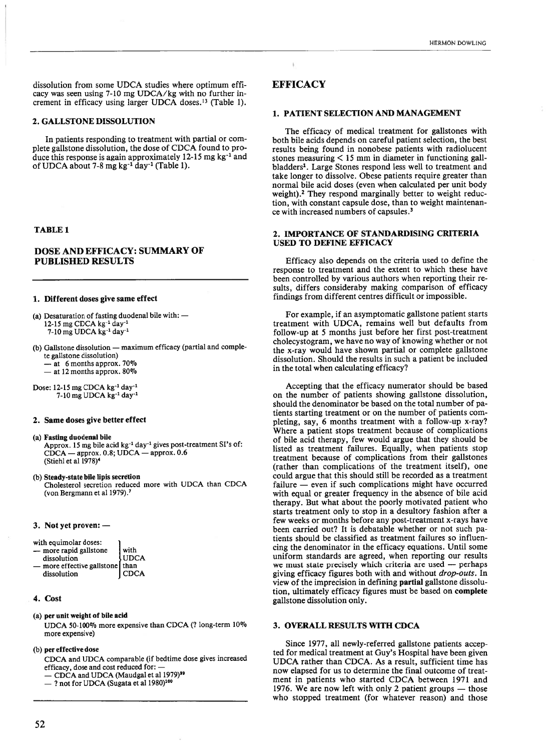dissolution from some UDCA studies where optimum efficacy was seen using 7-10 mg UDCA/kg with no further increment in efficacy using larger UDCA doses.[13] (Table 1).

### 2. GALLSTONE DISSOLUTION

In patients responding to treatment with partial or complete gallstone dissolution, the dose of CDCA found to produce this response is again approximately 12-15 mg $kg^{-1}$ and of UDCA about 7-8 mg $kg^{-1}$ $day^{-1}$ (Table 1).

### TABLE 1

## DOSE AND EFFICACY: SUMMARY OF PUBLISHED RESULTS

**1. Different doses give same effect**

(a) Desaturation of fasting duodenal bile with: —
12-15 mg CDCA $kg^{-1}$ $day^{-1}$
7-10 mg UDCA $kg^{-1}$ $day^{-1}$

(b) Gallstone dissolution — maximum efficacy (partial and complete gallstone dissolution)
— at 6 months approx. 70%
— at 12 months approx. 80%

Dose: 12-15 mg CDCA $kg^{-1}$ $day^{-1}$
7-10 mg UDCA $kg^{-1}$ $day^{-1}$

**2. Same doses give better effect**

(a) **Fasting duodenal bile**
Approx. 15 mg bile acid $kg^{-1}$ $day^{-1}$ gives post-treatment SI's of: CDCA — approx. 0.8; UDCA — approx. 0.6 (Stiehl et al 1978)[4]

(b) **Steady-state bile lipis secretion**
Cholesterol secretion reduced more with UDCA than CDCA (von Bergmann et al 1979).[7]

**3. Not yet proven: —**

with equimolar doses:
— more rapid gallstone dissolution
— more effective gallstone dissolution
with UDCA than CDCA

**4. Cost**

(a) **per unit weight of bile acid**
UDCA 50-100% more expensive than CDCA (? long-term 10% more expensive)

(b) **per effective dose**
CDCA and UDCA comparable (if bedtime dose gives increased efficacy, dose and cost reduced for: —
— CDCA and UDCA (Maudgal et al 1979)[99]
— ? not for UDCA (Sugata et al 1980)[100]

## EFFICACY

### 1. PATIENT SELECTION AND MANAGEMENT

The efficacy of medical treatment for gallstones with both bile acids depends on careful patient selection, the best results being found in nonobese patients with radiolucent stones measuring < 15 mm in diameter in functioning gallbladders[1]. Large Stones respond less well to treatment and take longer to dissolve. Obese patients require greater than normal bile acid doses (even when calculated per unit body weight).[2] They respond marginally better to weight reduction, with constant capsule dose, than to weight maintenance with increased numbers of capsules.[3]

### 2. IMPORTANCE OF STANDARDISING CRITERIA USED TO DEFINE EFFICACY

Efficacy also depends on the criteria used to define the response to treatment and the extent to which these have been controlled by various authors when reporting their results, differs consideraby making comparison of efficacy findings from different centres difficult or impossible.

For example, if an asymptomatic gallstone patient starts treatment with UDCA, remains well but defaults from follow-up at 5 months just before her first post-treatment cholecystogram, we have no way of knowing whether or not the x-ray would have shown partial or complete gallstone dissolution. Should the results in such a patient be included in the total when calculating efficacy?

Accepting that the efficacy numerator should be based on the number of patients showing gallstone dissolution, should the denominator be based on the total number of patients starting treatment or on the number of patients completing, say, 6 months treatment with a follow-up x-ray? Where a patient stops treatment because of complications of bile acid therapy, few would argue that they should be listed as treatment failures. Equally, when patients stop treatment because of complications from their gallstones (rather than complications of the treatment itself), one could argue that this should still be recorded as a treatment failure — even if such complications might have occurred with equal or greater frequency in the absence of bile acid therapy. But what about the poorly motivated patient who starts treatment only to stop in a desultory fashion after a few weeks or months before any post-treatment x-rays have been carried out? It is debatable whether or not such patients should be classified as treatment failures so influencing the denominator in the efficacy equations. Until some uniform standards are agreed, when reporting our results we must state precisely which criteria are used — perhaps giving efficacy figures both with and without *drop-outs*. In view of the imprecision in defining **partial** gallstone dissolution, ultimately efficacy figures must be based on **complete** gallstone dissolution only.

### 3. OVERALL RESULTS WITH CDCA

Since 1977, all newly-referred gallstone patients accepted for medical treatment at Guy's Hospital have been given UDCA rather than CDCA. As a result, sufficient time has now elapsed for us to determine the final outcome of treatment in patients who started CDCA between 1971 and 1976. We are now left with only 2 patient groups — those who stopped treatment (for whatever reason) and those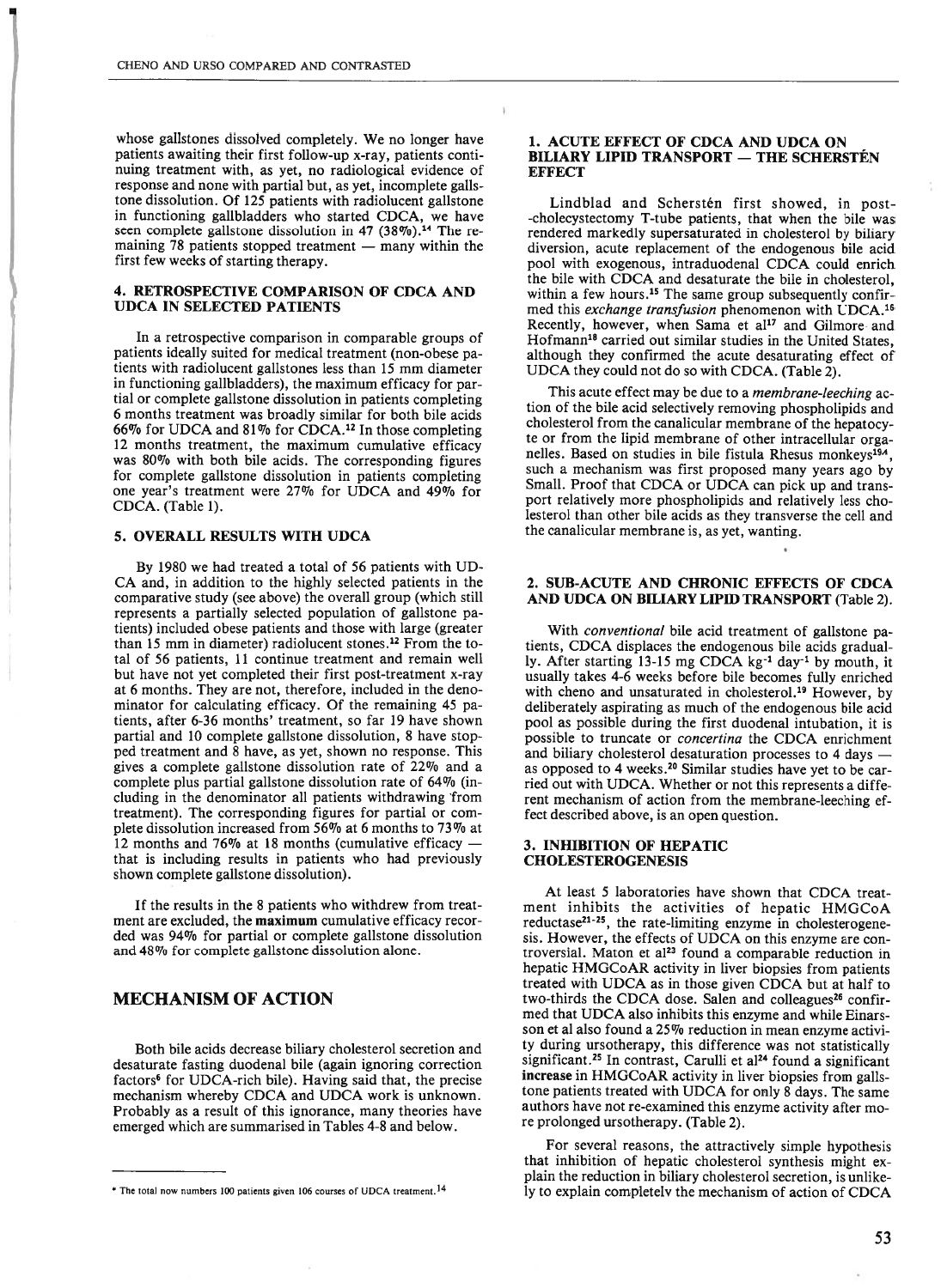whose gallstones dissolved completely. We no longer have patients awaiting their first follow-up x-ray, patients continuing treatment with, as yet, no radiological evidence of response and none with partial but, as yet, incomplete gallstone dissolution. Of 125 patients with radiolucent gallstone in functioning gallbladders who started CDCA, we have seen complete gallstone dissolution in 47 (38%).[14] The remaining 78 patients stopped treatment — many within the first few weeks of starting therapy.

### 4. RETROSPECTIVE COMPARISON OF CDCA AND UDCA IN SELECTED PATIENTS

In a retrospective comparison in comparable groups of patients ideally suited for medical treatment (non-obese patients with radiolucent gallstones less than 15 mm diameter in functioning gallbladders), the maximum efficacy for partial or complete gallstone dissolution in patients completing 6 months treatment was broadly similar for both bile acids 66% for UDCA and 81% for CDCA.[12] In those completing 12 months treatment, the maximum cumulative efficacy was 80% with both bile acids. The corresponding figures for complete gallstone dissolution in patients completing one year's treatment were 27% for UDCA and 49% for CDCA. (Table 1).

### 5. OVERALL RESULTS WITH UDCA

By 1980 we had treated a total of 56 patients with UDCA and, in addition to the highly selected patients in the comparative study (see above) the overall group (which still represents a partially selected population of gallstone patients) included obese patients and those with large (greater than 15 mm in diameter) radiolucent stones.[12] From the total of 56 patients, 11 continue treatment and remain well but have not yet completed their first post-treatment x-ray at 6 months. They are not, therefore, included in the denominator for calculating efficacy. Of the remaining 45 patients, after 6-36 months' treatment, so far 19 have shown partial and 10 complete gallstone dissolution, 8 have stopped treatment and 8 have, as yet, shown no response. This gives a complete gallstone dissolution rate of 22% and a complete plus partial gallstone dissolution rate of 64% (including in the denominator all patients withdrawing from treatment). The corresponding figures for partial or complete dissolution increased from 56% at 6 months to 73% at 12 months and 76% at 18 months (cumulative efficacy — that is including results in patients who had previously shown complete gallstone dissolution).

If the results in the 8 patients who withdrew from treatment are excluded, the **maximum** cumulative efficacy recorded was 94% for partial or complete gallstone dissolution and 48% for complete gallstone dissolution alone.

## MECHANISM OF ACTION

Both bile acids decrease biliary cholesterol secretion and desaturate fasting duodenal bile (again ignoring correction factors[6] for UDCA-rich bile). Having said that, the precise mechanism whereby CDCA and UDCA work is unknown. Probably as a result of this ignorance, many theories have emerged which are summarised in Tables 4-8 and below.

### 1. ACUTE EFFECT OF CDCA AND UDCA ON BILIARY LIPID TRANSPORT — THE SCHERSTÉN EFFECT

Lindblad and Scherstén first showed, in post-cholecystectomy T-tube patients, that when the bile was rendered markedly supersaturated in cholesterol by biliary diversion, acute replacement of the endogenous bile acid pool with exogenous, intraduodenal CDCA could enrich the bile with CDCA and desaturate the bile in cholesterol, within a few hours.[15] The same group subsequently confirmed this *exchange transfusion* phenomenon with UDCA.[16] Recently, however, when Sama et al[17] and Gilmore and Hofmann[18] carried out similar studies in the United States, although they confirmed the acute desaturating effect of UDCA they could not do so with CDCA. (Table 2).

This acute effect may be due to a *membrane-leeching* action of the bile acid selectively removing phospholipids and cholesterol from the canalicular membrane of the hepatocyte or from the lipid membrane of other intracellular organelles. Based on studies in bile fistula Rhesus monkeys[19a], such a mechanism was first proposed many years ago by Small. Proof that CDCA or UDCA can pick up and transport relatively more phospholipids and relatively less cholesterol than other bile acids as they transverse the cell and the canalicular membrane is, as yet, wanting.

### 2. SUB-ACUTE AND CHRONIC EFFECTS OF CDCA AND UDCA ON BILIARY LIPID TRANSPORT (Table 2).

With *conventional* bile acid treatment of gallstone patients, CDCA displaces the endogenous bile acids gradually. After starting 13-15 mg CDCA $kg^{-1}$ $day^{-1}$ by mouth, it usually takes 4-6 weeks before bile becomes fully enriched with cheno and unsaturated in cholesterol.[19] However, by deliberately aspirating as much of the endogenous bile acid pool as possible during the first duodenal intubation, it is possible to truncate or *concertina* the CDCA enrichment and biliary cholesterol desaturation processes to 4 days — as opposed to 4 weeks.[20] Similar studies have yet to be carried out with UDCA. Whether or not this represents a different mechanism of action from the membrane-leeching effect described above, is an open question.

### 3. INHIBITION OF HEPATIC CHOLESTEROGENESIS

At least 5 laboratories have shown that CDCA treatment inhibits the activities of hepatic HMGCoA reductase[21-25], the rate-limiting enzyme in cholesterogenesis. However, the effects of UDCA on this enzyme are controversial. Maton et al[23] found a comparable reduction in hepatic HMGCoAR activity in liver biopsies from patients treated with UDCA as in those given CDCA but at half to two-thirds the CDCA dose. Salen and colleagues[26] confirmed that UDCA also inhibits this enzyme and while Einarsson et al also found a 25% reduction in mean enzyme activity during ursotherapy, this difference was not statistically significant.[25] In contrast, Carulli et al[24] found a significant **increase** in HMGCoAR activity in liver biopsies from gallstone patients treated with UDCA for only 8 days. The same authors have not re-examined this enzyme activity after more prolonged ursotherapy. (Table 2).

For several reasons, the attractively simple hypothesis that inhibition of hepatic cholesterol synthesis might explain the reduction in biliary cholesterol secretion, is unlikely to explain completely the mechanism of action of CDCA

* The total now numbers 100 patients given 106 courses of UDCA treatment.[14]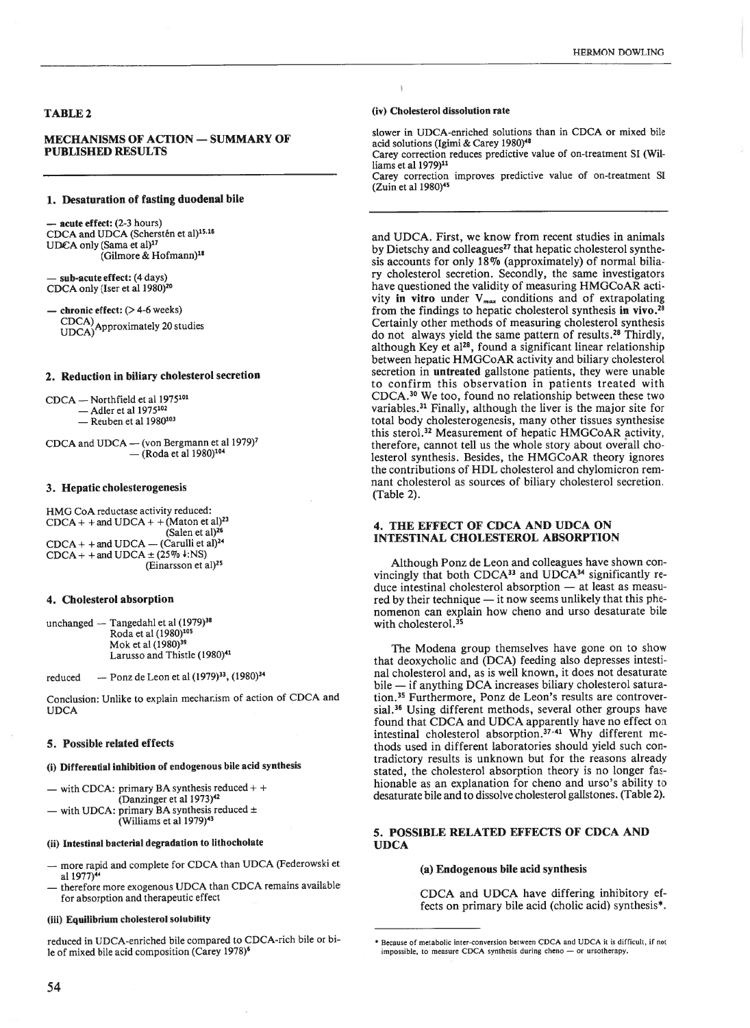## TABLE 2

### MECHANISMS OF ACTION — SUMMARY OF PUBLISHED RESULTS

#### 1. Desaturation of fasting duodenal bile

— **acute effect:** (2-3 hours)
CDCA and UDCA (Scherstén et al)[15,16]
UDCA only (Sama et al)[17]
(Gilmore & Hofmann)[18]

— **sub-acute effect:** (4 days)
CDCA only (Iser et al 1980)[20]

— **chronic effect:** (> 4-6 weeks)
CDCA) UDCA) Approximately 20 studies

#### 2. Reduction in biliary cholesterol secretion

CDCA — Northfield et al 1975[101]
— Adler et al 1975[102]
— Reuben et al 1980[103]

CDCA and UDCA — (von Bergmann et al 1979)[7]
— (Roda et al 1980)[104]

#### 3. Hepatic cholesterogenesis

HMG CoA reductase activity reduced:
CDCA + + and UDCA + + (Maton et al)[23]
(Salen et al)[26]
CDCA + + and UDCA — (Carulli et al)[24]
CDCA + + and UDCA ± (25% ↓:NS)
(Einarsson et al)[25]

#### 4. Cholesterol absorption

unchanged — Tangedahl et al (1979)[38]
Roda et al (1980)[105]
Mok et al (1980)[39]
Larusso and Thistle (1980)[41]

reduced — Ponz de Leon et al (1979)[33], (1980)[34]

Conclusion: Unlike to explain mechanism of action of CDCA and UDCA

#### 5. Possible related effects

**(i) Differential inhibition of endogenous bile acid synthesis**

— with CDCA: primary BA synthesis reduced + +
(Danzinger et al 1973)[42]
— with UDCA: primary BA synthesis reduced ±
(Williams et al 1979)[43]

**(ii) Intestinal bacterial degradation to lithocholate**

— more rapid and complete for CDCA than UDCA (Federowski et al 1977)[44]
— therefore more exogenous UDCA than CDCA remains available for absorption and therapeutic effect

**(iii) Equilibrium cholesterol solubility**

reduced in UDCA-enriched bile compared to CDCA-rich bile or bile of mixed bile acid composition (Carey 1978)[6]

**(iv) Cholesterol dissolution rate**

slower in UDCA-enriched solutions than in CDCA or mixed bile acid solutions (Igimi & Carey 1980)[48]
Carey correction reduces predictive value of on-treatment SI (Williams et al 1979)[11]
Carey correction improves predictive value of on-treatment SI (Zuin et al 1980)[45]

---

and UDCA. First, we know from recent studies in animals by Dietschy and colleagues[27] that hepatic cholesterol synthesis accounts for only 18% (approximately) of normal biliary cholesterol secretion. Secondly, the same investigators have questioned the validity of measuring HMGCoAR activity **in vitro** under $V_{max}$ conditions and of extrapolating from the findings to hepatic cholesterol synthesis **in vivo.**[28] Certainly other methods of measuring cholesterol synthesis do not always yield the same pattern of results.[28] Thirdly, although Key et al[29], found a significant linear relationship between hepatic HMGCoAR activity and biliary cholesterol secretion in **untreated** gallstone patients, they were unable to confirm this observation in patients treated with CDCA.[30] We too, found no relationship between these two variables.[31] Finally, although the liver is the major site for total body cholesterogenesis, many other tissues synthesise this sterol.[32] Measurement of hepatic HMGCoAR activity, therefore, cannot tell us the whole story about overall cholesterol synthesis. Besides, the HMGCoAR theory ignores the contributions of HDL cholesterol and chylomicron remnant cholesterol as sources of biliary cholesterol secretion. (Table 2).

## 4. THE EFFECT OF CDCA AND UDCA ON INTESTINAL CHOLESTEROL ABSORPTION

Although Ponz de Leon and colleagues have shown convincingly that both CDCA[33] and UDCA[34] significantly reduce intestinal cholesterol absorption — at least as measured by their technique — it now seems unlikely that this phenomenon can explain how cheno and urso desaturate bile with cholesterol.[35]

The Modena group themselves have gone on to show that deoxycholic and (DCA) feeding also depresses intestinal cholesterol absorption and, as is well known, it does not desaturate bile — if anything DCA increases biliary cholesterol saturation.[35] Furthermore, Ponz de Leon's results are controversial.[36] Using different methods, several other groups have found that CDCA and UDCA apparently have no effect on intestinal cholesterol absorption.[37-41] Why different methods used in different laboratories should yield such contradictory results is unknown but for the reasons already stated, the cholesterol absorption theory is no longer fashionable as an explanation for cheno and urso's ability to desaturate bile and to dissolve cholesterol gallstones. (Table 2).

## 5. POSSIBLE RELATED EFFECTS OF CDCA AND UDCA

### (a) Endogenous bile acid synthesis

CDCA and UDCA have differing inhibitory effects on primary bile acid (cholic acid) synthesis*.

\* Because of metabolic inter-conversion between CDCA and UDCA it is difficult, if not impossible, to measure CDCA synthesis during cheno — or ursotherapy.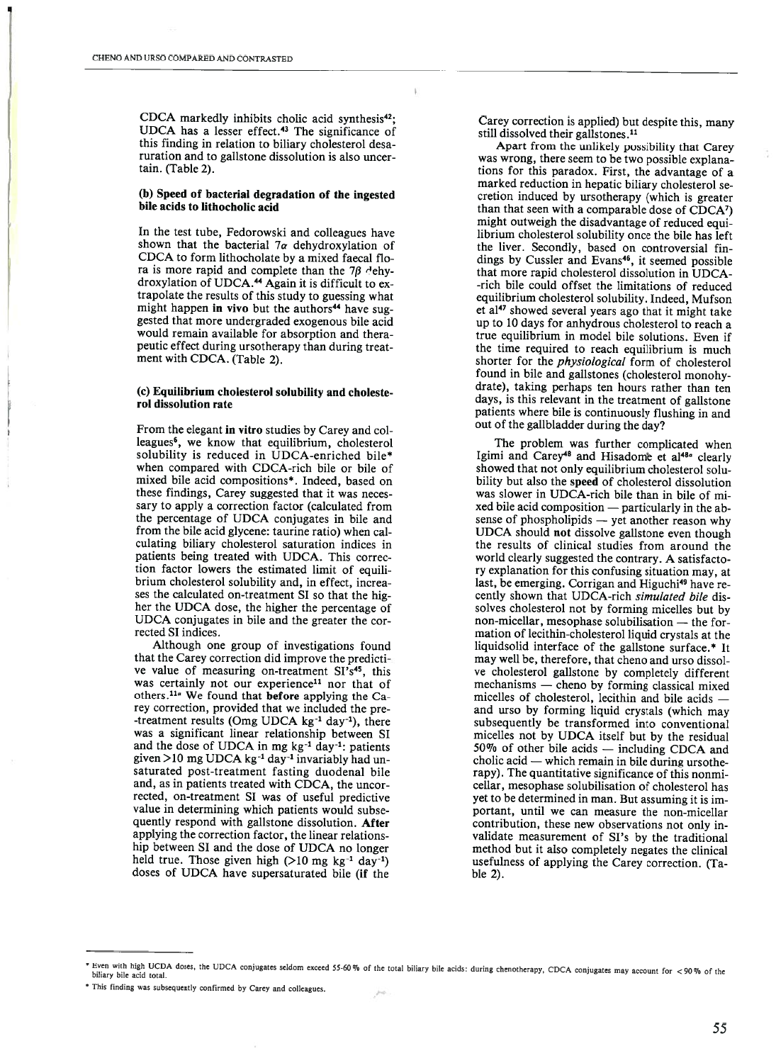CDCA markedly inhibits cholic acid synthesis[42]; UDCA has a lesser effect.[43] The significance of this finding in relation to biliary cholesterol desaruration and to gallstone dissolution is also uncertain. (Table 2).

### (b) Speed of bacterial degradation of the ingested bile acids to lithocholic acid

In the test tube, Fedorowski and colleagues have shown that the bacterial $7\alpha$ dehydroxylation of CDCA to form lithocholate by a mixed faecal flora is more rapid and complete than the $7\beta$ dehydroxylation of UDCA.[44] Again it is difficult to extrapolate the results of this study to guessing what might happen **in vivo** but the authors[44] have suggested that more undergraded exogenous bile acid would remain available for absorption and therapeutic effect during ursotherapy than during treatment with CDCA. (Table 2).

### (c) Equilibrium cholesterol solubility and cholesterol dissolution rate

From the elegant **in vitro** studies by Carey and colleagues[6], we know that equilibrium, cholesterol solubility is reduced in UDCA-enriched bile* when compared with CDCA-rich bile or bile of mixed bile acid compositions*. Indeed, based on these findings, Carey suggested that it was necessary to apply a correction factor (calculated from the percentage of UDCA conjugates in bile and from the bile acid glycene: taurine ratio) when calculating biliary cholesterol saturation indices in patients being treated with UDCA. This correction factor lowers the estimated limit of equilibrium cholesterol solubility and, in effect, increases the calculated on-treatment SI so that the higher the UDCA dose, the higher the percentage of UDCA conjugates in bile and the greater the corrected SI indices.

Although one group of investigations found that the Carey correction did improve the predictive value of measuring on-treatment SI's[45], this was certainly not our experience[11] nor that of others.[11a] We found that **before** applying the Carey correction, provided that we included the pre-treatment results (Omg UDCA $kg^{-1}$ $day^{-1}$), there was a significant linear relationship between SI and the dose of UDCA in mg $kg^{-1}$ $day^{-1}$: patients given >10 mg UDCA $kg^{-1}$ $day^{-1}$ invariably had unsaturated post-treatment fasting duodenal bile and, as in patients treated with CDCA, the uncorrected, on-treatment SI was of useful predictive value in determining which patients would subsequently respond with gallstone dissolution. **After** applying the correction factor, the linear relationship between SI and the dose of UDCA no longer held true. Those given high (>10 mg $kg^{-1}$ $day^{-1}$) doses of UDCA have supersaturated bile (**if** the Carey correction is applied) but despite this, many still dissolved their gallstones.[11]

Apart from the unlikely possibility that Carey was wrong, there seem to be two possible explanations for this paradox. First, the advantage of a marked reduction in hepatic biliary cholesterol secretion induced by ursotherapy (which is greater than that seen with a comparable dose of CDCA[7]) might outweigh the disadvantage of reduced equilibrium cholesterol solubility once the bile has left the liver. Secondly, based on controversial findings by Cussler and Evans[46], it seemed possible that more rapid cholesterol dissolution in UDCA-rich bile could offset the limitations of reduced equilibrium cholesterol solubility. Indeed, Mufson et al[47] showed several years ago that it might take up to 10 days for anhydrous cholesterol to reach a true equilibrium in model bile solutions. Even if the time required to reach equilibrium is much shorter for the *physiological* form of cholesterol found in bile and gallstones (cholesterol monohydrate), taking perhaps ten hours rather than ten days, is this relevant in the treatment of gallstone patients where bile is continuously flushing in and out of the gallbladder during the day?

The problem was further complicated when Igimi and Carey[48] and Hisadome et al[48a] clearly showed that not only equilibrium cholesterol solubility but also the **speed** of cholesterol dissolution was slower in UDCA-rich bile than in bile of mixed bile acid composition — particularly in the absense of phospholipids — yet another reason why UDCA should **not** dissolve gallstone even though the results of clinical studies from around the world clearly suggested the contrary. A satisfactory explanation for this confusing situation may, at last, be emerging. Corrigan and Higuchi[49] have recently shown that UDCA-rich *simulated bile* dissolves cholesterol not by forming micelles but by non-micellar, mesophase solubilisation — the formation of lecithin-cholesterol liquid crystals at the liquidsolid interface of the gallstone surface.* It may well be, therefore, that cheno and urso dissolve cholesterol gallstone by completely different mechanisms — cheno by forming classical mixed micelles of cholesterol, lecithin and bile acids — and urso by forming liquid crystals (which may subsequently be transformed into conventional micelles not by UDCA itself but by the residual 50% of other bile acids — including CDCA and cholic acid — which remain in bile during ursotherapy). The quantitative significance of this nonmicellar, mesophase solubilisation of cholesterol has yet to be determined in man. But assuming it is important, until we can measure the non-micellar contribution, these new observations not only invalidate measurement of SI's by the traditional method but it also completely negates the clinical usefulness of applying the Carey correction. (Table 2).

---

* Even with high UCDA doses, the UDCA conjugates seldom exceed 55-60% of the total biliary bile acids: during chenotherapy, CDCA conjugates may account for <90% of the biliary bile acid total.

* This finding was subsequently confirmed by Carey and colleagues.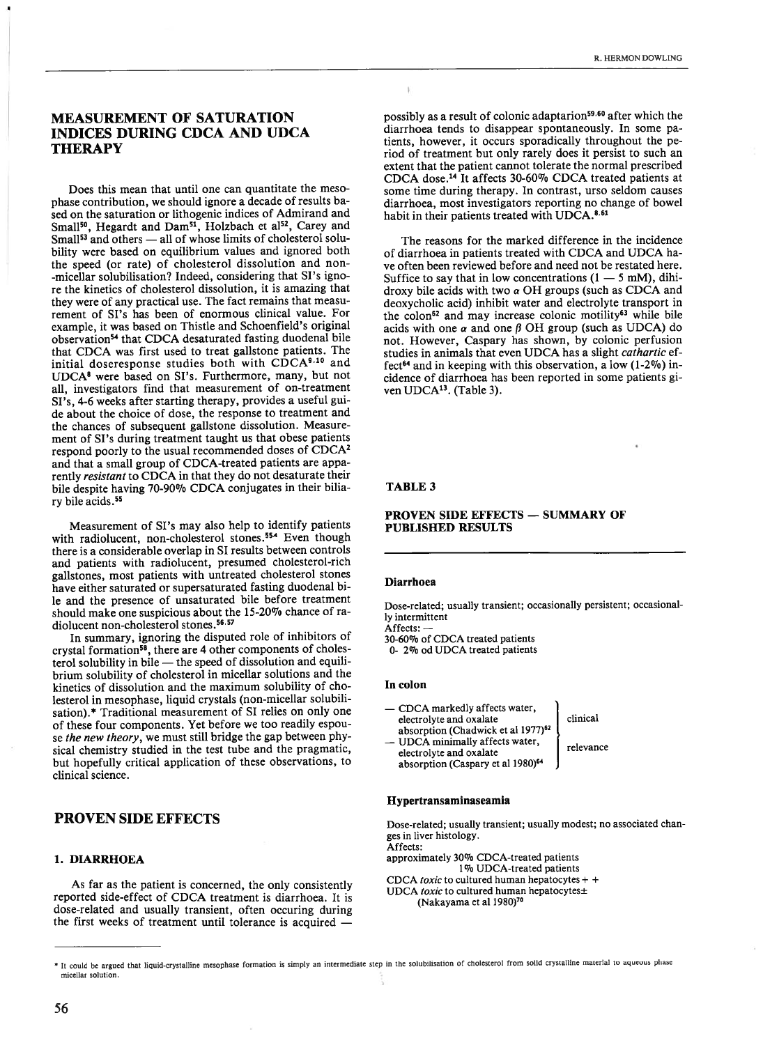## MEASUREMENT OF SATURATION INDICES DURING CDCA AND UDCA THERAPY

Does this mean that until one can quantitate the mesophase contribution, we should ignore a decade of results based on the saturation or lithogenic indices of Admirand and Small[50], Hegardt and Dam[51], Holzbach et al[52], Carey and Small[53] and others — all of whose limits of cholesterol solubility were based on equilibrium values and ignored both the speed (or rate) of cholesterol dissolution and non-micellar solubilisation? Indeed, considering that SI's ignore the kinetics of cholesterol dissolution, it is amazing that they were of any practical use. The fact remains that measurement of SI's has been of enormous clinical value. For example, it was based on Thistle and Schoenfield's original observation[54] that CDCA desaturated fasting duodenal bile that CDCA was first used to treat gallstone patients. The initial doseresponse studies both with CDCA[9,10] and UDCA[8] were based on SI's. Furthermore, many, but not all, investigators find that measurement of on-treatment SI's, 4-6 weeks after starting therapy, provides a useful guide about the choice of dose, the response to treatment and the chances of subsequent gallstone dissolution. Measurement of SI's during treatment taught us that obese patients respond poorly to the usual recommended doses of CDCA[2] and that a small group of CDCA-treated patients are apparently *resistant* to CDCA in that they do not desaturate their bile despite having 70-90% CDCA conjugates in their biliary bile acids.[55]

Measurement of SI's may also help to identify patients with radiolucent, non-cholesterol stones.[55A] Even though there is a considerable overlap in SI results between controls and patients with radiolucent, presumed cholesterol-rich gallstones, most patients with untreated cholesterol stones have either saturated or supersaturated fasting duodenal bile and the presence of unsaturated bile before treatment should make one suspicious about the 15-20% chance of radiolucent non-cholesterol stones.[56,57]

In summary, ignoring the disputed role of inhibitors of crystal formation[58], there are 4 other components of cholesterol solubility in bile — the speed of dissolution and equilibrium solubility of cholesterol in micellar solutions and the kinetics of dissolution and the maximum solubility of cholesterol in mesophase, liquid crystals (non-micellar solubilisation).* Traditional measurement of SI relies on only one of these four components. Yet before we too readily espouse *the new theory*, we must still bridge the gap between physical chemistry studied in the test tube and the pragmatic, but hopefully critical application of these observations, to clinical science.

## PROVEN SIDE EFFECTS

### 1. DIARRHOEA

As far as the patient is concerned, the only consistently reported side-effect of CDCA treatment is diarrhoea. It is dose-related and usually transient, often occuring during the first weeks of treatment until tolerance is acquired — possibly as a result of colonic adaptarion[59,60] after which the diarrhoea tends to disappear spontaneously. In some patients, however, it occurs sporadically throughout the period of treatment but only rarely does it persist to such an extent that the patient cannot tolerate the normal prescribed CDCA dose.[14] It affects 30-60% CDCA treated patients at some time during therapy. In contrast, urso seldom causes diarrhoea, most investigators reporting no change of bowel habit in their patients treated with UDCA.[8,61]

The reasons for the marked difference in the incidence of diarrhoea in patients treated with CDCA and UDCA have often been reviewed before and need not be restated here. Suffice to say that in low concentrations (1 — 5 mM), dihidroxy bile acids with two $\alpha$ OH groups (such as CDCA and deoxycholic acid) inhibit water and electrolyte transport in the colon[62] and may increase colonic motility[63] while bile acids with one $\alpha$ and one $\beta$ OH group (such as UDCA) do not. However, Caspary has shown, by colonic perfusion studies in animals that even UDCA has a slight *cathartic* effect[64] and in keeping with this observation, a low (1-2%) incidence of diarrhoea has been reported in some patients given UDCA[13]. (Table 3).

### TABLE 3

### PROVEN SIDE EFFECTS — SUMMARY OF PUBLISHED RESULTS

#### Diarrhoea

Dose-related; usually transient; occasionally persistent; occasionally intermittent
Affects: —
30-60% of CDCA treated patients
0- 2% od UDCA treated patients

#### In colon

| | |
|---|---|
| — CDCA markedly affects water, electrolyte and oxalate absorption (Chadwick et al 1977)[62] | clinical relevance |
| — UDCA minimally affects water, electrolyte and oxalate absorption (Caspary et al 1980)[64] | |

#### Hypertransaminaseamia

Dose-related; usually transient; usually modest; no associated changes in liver histology.
Affects:
approximately 30% CDCA-treated patients
1% UDCA-treated patients
CDCA *toxic* to cultured human hepatocytes + +
UDCA *toxic* to cultured human hepatocytes±
(Nakayama et al 1980)[70]

---

\* It could be argued that liquid-crystalline mesophase formation is simply an intermediate step in the solubilisation of cholesterol from solid crystalline material to aqueous phase micellar solution.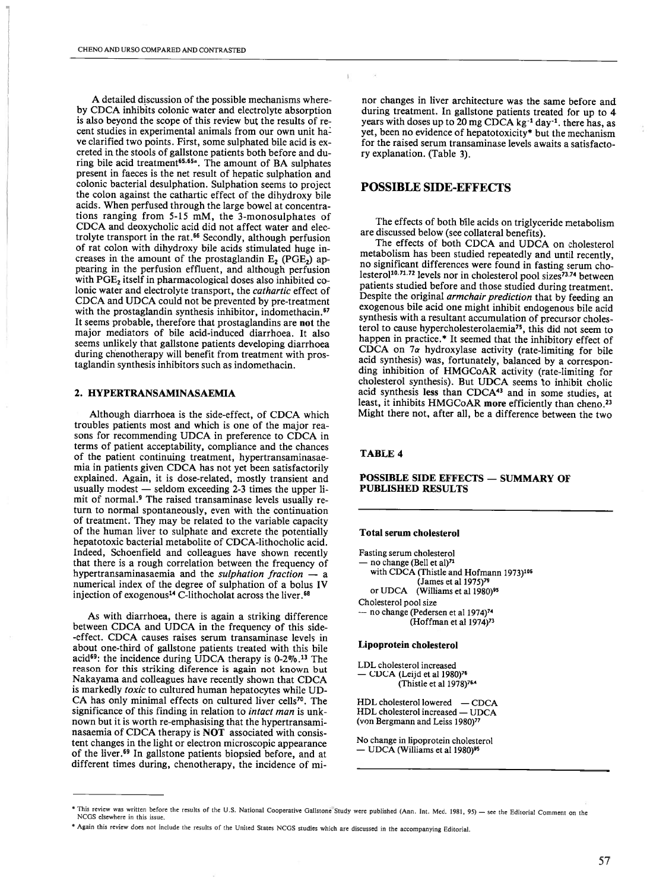A detailed discussion of the possible mechanisms whereby CDCA inhibits colonic water and electrolyte absorption is also beyond the scope of this review but the results of recent studies in experimental animals from our own unit have clarified two points. First, some sulphated bile acid is excreted in the stools of gallstone patients both before and during bile acid treatment[65,65a]. The amount of BA sulphates present in faeces is the net result of hepatic sulphation and colonic bacterial desulphation. Sulphation seems to project the colon against the cathartic effect of the dihydroxy bile acids. When perfused through the large bowel at concentrations ranging from 5-15 mM, the 3-monosulphates of CDCA and deoxycholic acid did not affect water and electrolyte transport in the rat.[66] Secondly, although perfusion of rat colon with dihydroxy bile acids stimulated huge increases in the amount of the prostaglandin $E_2$ ($PGE_2$) appearing in the perfusion effluent, and although perfusion with $PGE_2$ itself in pharmacological doses also inhibited colonic water and electrolyte transport, the *cathartic* effect of CDCA and UDCA could not be prevented by pre-treatment with the prostaglandin synthesis inhibitor, indomethacin.[67] It seems probable, therefore that prostaglandins are **not** the major mediators of bile acid-induced diarrhoea. It also seems unlikely that gallstone patients developing diarrhoea during chenotherapy will benefit from treatment with prostaglandin synthesis inhibitors such as indomethacin.

## 2. HYPERTRANSAMINASAEMIA

Although diarrhoea is the side-effect, of CDCA which troubles patients most and which is one of the major reasons for recommending UDCA in preference to CDCA in terms of patient acceptability, compliance and the chances of the patient continuing treatment, hypertransaminasaemia in patients given CDCA has not yet been satisfactorily explained. Again, it is dose-related, mostly transient and usually modest — seldom exceeding 2-3 times the upper limit of normal.[9] The raised transaminase levels usually return to normal spontaneously, even with the continuation of treatment. They may be related to the variable capacity of the human liver to sulphate and excrete the potentially hepatotoxic bacterial metabolite of CDCA-lithocholic acid. Indeed, Schoenfield and colleagues have shown recently that there is a rough correlation between the frequency of hypertransaminasaemia and the *sulphation fraction* — a numerical index of the degree of sulphation of a bolus IV injection of exogenous[14] C-lithocholat across the liver.[68]

As with diarrhoea, there is again a striking difference between CDCA and UDCA in the frequency of this side-effect. CDCA causes raises serum transaminase levels in about one-third of gallstone patients treated with this bile acid[69]: the incidence during UDCA therapy is 0-2%.[13] The reason for this striking diference is again not known but Nakayama and colleagues have recently shown that CDCA is markedly *toxic* to cultured human hepatocytes while UDCA has only minimal effects on cultured liver cells[70]. The significance of this finding in relation to *intact man* is unknown but it is worth re-emphasising that the hypertransaminasaemia of CDCA therapy is **NOT** associated with consistent changes in the light or electron microscopic appearance of the liver.[69] In gallstone patients biopsied before, and at different times during, chenotherapy, the incidence of minor changes in liver architecture was the same before and during treatment. In gallstone patients treated for up to 4 years with doses up to 20 mg CDCA $kg^{-1}$ $day^{-1}$, there has, as yet, been no evidence of hepatotoxicity* but the mechanism for the raised serum transaminase levels awaits a satisfactory explanation. (Table 3).

## POSSIBLE SIDE-EFFECTS

The effects of both bile acids on triglyceride metabolism are discussed below (see collateral benefits).

The effects of both CDCA and UDCA on cholesterol metabolism has been studied repeatedly and until recently, no significant differences were found in fasting serum cholesterol[10,71,72] levels nor in cholesterol pool sizes[73,74] between patients studied before and those studied during treatment. Despite the original *armchair prediction* that by feeding an exogenous bile acid one might inhibit endogenous bile acid synthesis with a resultant accumulation of precursor cholesterol to cause hypercholesterolaemia[75], this did not seem to happen in practice.* It seemed that the inhibitory effect of CDCA on 7$\alpha$ hydroxylase activity (rate-limiting for bile acid synthesis) was, fortunately, balanced by a corresponding inhibition of HMGCoAR activity (rate-limiting for cholesterol synthesis). But UDCA seems to inhibit cholic acid synthesis **less** than CDCA[43] and in some studies, at least, it inhibits HMGCoAR **more** efficiently than cheno.[23] Might there not, after all, be a difference between the two

### TABLE 4

### POSSIBLE SIDE EFFECTS — SUMMARY OF PUBLISHED RESULTS

**Total serum cholesterol**

Fasting serum cholesterol
— no change (Bell et al)[71]
with CDCA (Thistle and Hofmann 1973)[106]
(James et al 1975)[79]
or UDCA (Williams et al 1980)[95]

Cholesterol pool size
— no change (Pedersen et al 1974)[74]
(Hoffman et al 1974)[73]

**Lipoprotein cholesterol**

LDL cholesterol increased
— CDCA (Leijd et al 1980)[76]
(Thistle et al 1978)[76a]

HDL cholesterol lowered — CDCA
HDL cholesterol increased — UDCA
(von Bergmann and Leiss 1980)[77]

No change in lipoprotein cholesterol
— UDCA (Williams et al 1980)[95]

---

* This review was written before the results of the U.S. National Cooperative Gallstone Study were published (Ann. Int. Med. 1981, 95) — see the Editorial Comment on the NCGS elsewhere in this issue.

* Again this review does not include the results of the United States NCGS studies which are discussed in the accompanying Editorial.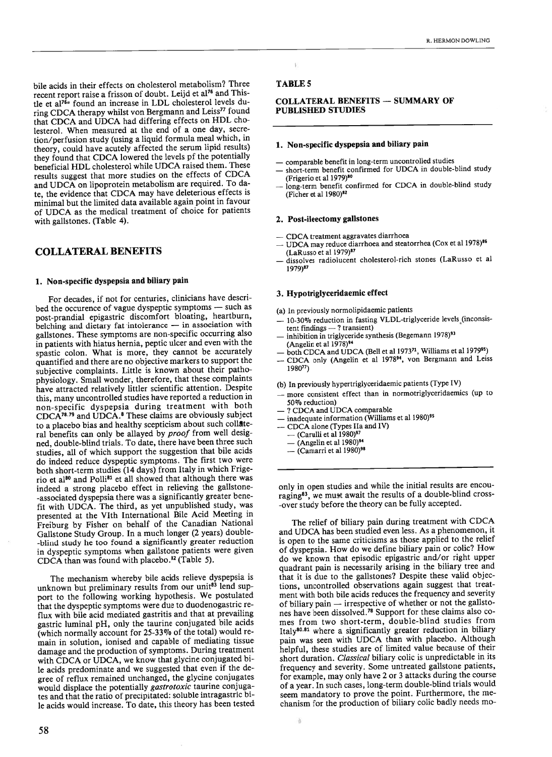bile acids in their effects on cholesterol metabolism? Three recent report raise a frisson of doubt. Leijd et al[76] and Thistle et al[76a] found an increase in LDL cholesterol levels during CDCA therapy whilst von Bergmann and Leiss[77] found that CDCA and UDCA had differing effects on HDL cholesterol. When measured at the end of a one day, secretion/perfusion study (using a liquid formula meal which, in theory, could have acutely affected the serum lipid results) they found that CDCA lowered the levels pf the potentially beneficial HDL cholesterol while UDCA raised them. These results suggest that more studies on the effects of CDCA and UDCA on lipoprotein metabolism are required. To date, the evidence that CDCA may have deleterious effects is minimal but the limited data available again point in favour of UDCA as the medical treatment of choice for patients with gallstones. (Table 4).

## COLLATERAL BENEFITS

### 1. Non-specific dyspepsia and biliary pain

For decades, if not for centuries, clinicians have described the occurence of vague dyspeptic symptoms — such as post-prandial epigastric discomfort bloating, heartburn, belching and dietary fat intolerance — in association with gallstones. These symptoms are non-specific occurring also in patients with hiatus hernia, peptic ulcer and even with the spastic colon. What is more, they cannot be accurately quantified and there are no objective markers to support the subjective complaints. Little is known about their pathophysiology. Small wonder, therefore, that these complaints have attracted relatively littler scientific attention. Despite this, many uncontrolled studies have reported a reduction in non-specific dyspepsia during treatment with both CDCA[78,79] and UDCA.[8] These claims are obviously subject to a placebo bias and healthy scepticism about such collateral benefits can only be allayed by *proof* from well designed, double-blind trials. To date, there have been three such studies, all of which support the suggestion that bile acids do indeed reduce dyspeptic symptoms. The first two were both short-term studies (14 days) from Italy in which Frigerio et al[80] and Polli[81] et all showed that although there was indeed a strong placebo effect in relieving the gallstone-associated dyspepsia there was a significantly greater benefit with UDCA. The third, as yet unpublished study, was presented at the VIth International Bile Acid Meeting in Freiburg by Fisher on behalf of the Canadian National Gallstone Study Group. In a much longer (2 years) double-blind study he too found a significantly greater reduction in dyspeptic symptoms when gallstone patients were given CDCA than was found with placebo.[82] (Table 5).

The mechanism whereby bile acids relieve dyspepsia is unknown but preliminary results from our unit[83] lend support to the following working hypothesis. We postulated that the dyspeptic symptoms were due to duodenogastric reflux with bile acid mediated gastritis and that at prevailing gastric luminal pH, only the taurine conjugated bile acids (which normally account for 25-33% of the total) would remain in solution, ionised and capable of mediating tissue damage and the production of symptoms. During treatment with CDCA or UDCA, we know that glycine conjugated bile acids predominate and we suggested that even if the degree of reflux remained unchanged, the glycine conjugates would displace the potentially *gastrotoxic* taurine conjugates and that the ratio of precipitated: soluble intragastric bile acids would increase. To date, this theory has been tested only in open studies and while the initial results are encouraging[83], we must await the results of a double-blind cross-over study before the theory can be fully accepted.

The relief of biliary pain during treatment with CDCA and UDCA has been studied even less. As a phenomenon, it is open to the same criticisms as those applied to the relief of dyspepsia. How do we define biliary pain or colic? How do we known that episodic epigastric and/or right upper quadrant pain is necessarily arising in the biliary tree and that it is due to the gallstones? Despite these valid objections, uncontrolled observations again suggest that treatment with both bile acids reduces the frequency and severity of biliary pain — irrespective of whether or not the gallstones have been dissolved.[78] Support for these claims also comes from two short-term, double-blind studies from Italy[80,81] where a significantly greater reduction in biliary pain was seen with UDCA than with placebo. Although helpful, these studies are of limited value because of their short duration. *Classical* biliary colic is unpredictable in its frequency and severity. Some untreated gallstone patients, for example, may only have 2 or 3 attacks during the course of a year. In such cases, long-term double-blind trials would seem mandatory to prove the point. Furthermore, the mechanism for the production of biliary colic badly needs mo-

**TABLE 5**

**COLLATERAL BENEFITS — SUMMARY OF PUBLISHED STUDIES**

**1. Non-specific dyspepsia and biliary pain**

- comparable benefit in long-term uncontrolled studies
- short-term benefit confirmed for UDCA in double-blind study (Frigerio et al 1979)[80]
- long-term benefit confirmed for CDCA in double-blind study (Ficher et al 1980)[82]

**2. Post-ileectomy gallstones**

- CDCA treatment aggravates diarrhoea
- UDCA may reduce diarrhoea and steatorrhea (Cox et al 1978)[86] (LaRusso et al 1979)[87]
- dissolves radiolucent cholesterol-rich stones (LaRusso et al 1979)[87]

**3. Hypotriglyceridaemic effect**

(a) In previously normolipidaemic patients

- 10-30% reduction in fasting VLDL-triglyceride levels (inconsistent findings — ? transient)
- inhibition in triglyceride synthesis (Begemann 1978)[93] (Angelin et al 1978)[94]
- both CDCA and UDCA (Bell et al 1973[71], Williams et al 1979[95])
- CDCA only (Angelin et al 1978[94], von Bergmann and Leiss 1980[77])

(b) In previously hypertriglyceridaemic patients (Type IV)

- more consistent effect than in normotriglyceridaemics (up to 50% reduction)
- ? CDCA and UDCA comparable
- inadequate information (Williams et al 1980)[95]
- CDCA alone (Types IIa and IV)
  - (Carulli et al 1980)[97]
  - (Angelin et al 1980)[94]
  - (Camarri et al 1980)[98]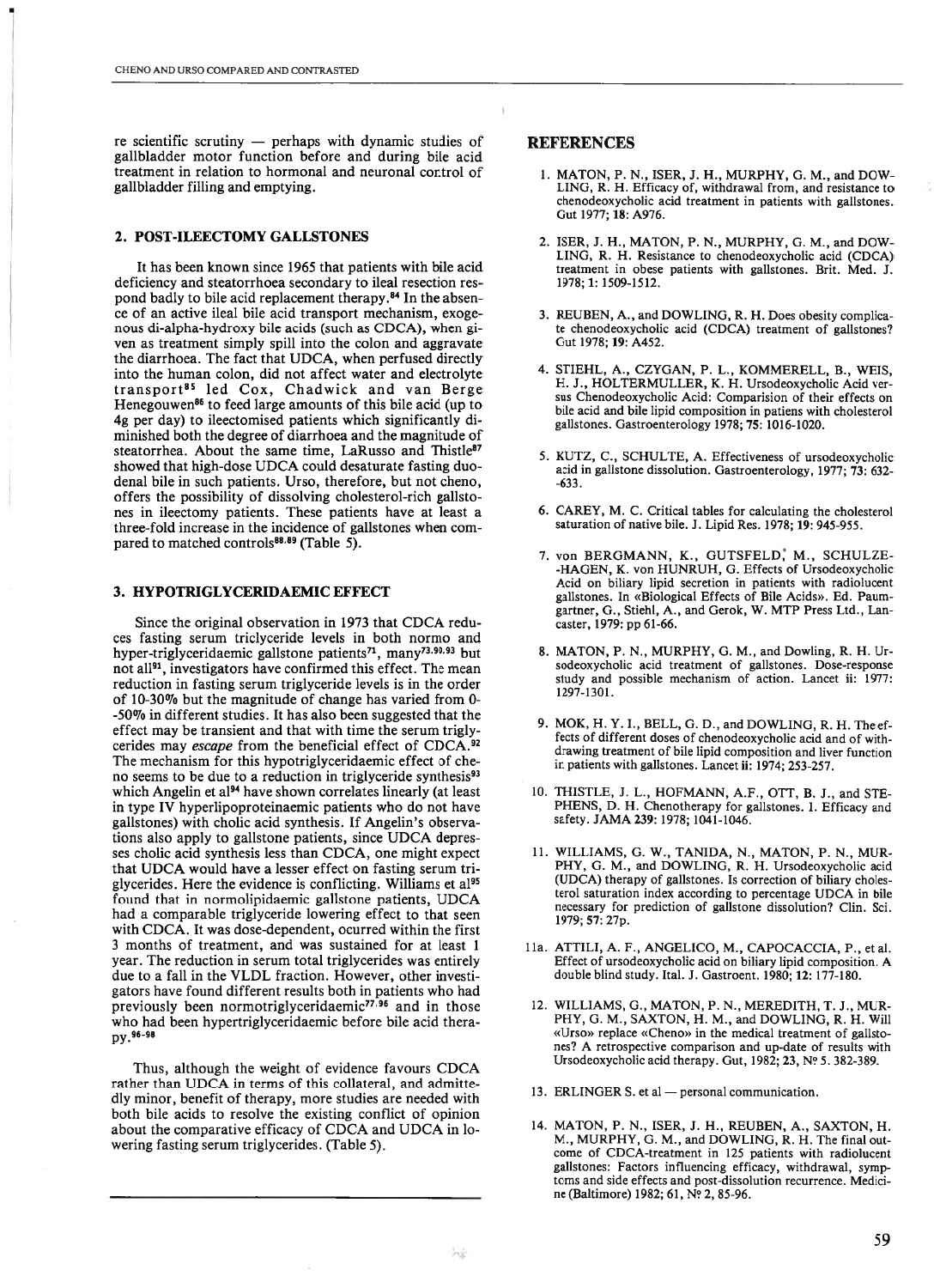re scientific scrutiny — perhaps with dynamic studies of gallbladder motor function before and during bile acid treatment in relation to hormonal and neuronal control of gallbladder filling and emptying.

## 2. POST-ILEECTOMY GALLSTONES

It has been known since 1965 that patients with bile acid deficiency and steatorrhoea secondary to ileal resection respond badly to bile acid replacement therapy.[84] In the absence of an active ileal bile acid transport mechanism, exogenous di-alpha-hydroxy bile acids (such as CDCA), when given as treatment simply spill into the colon and aggravate the diarrhoea. The fact that UDCA, when perfused directly into the human colon, did not affect water and electrolyte transport[85] led Cox, Chadwick and van Berge Henegouwen[86] to feed large amounts of this bile acid (up to 4g per day) to ileectomised patients which significantly diminished both the degree of diarrhoea and the magnitude of steatorrhea. About the same time, LaRusso and Thistle[87] showed that high-dose UDCA could desaturate fasting duodenal bile in such patients. Urso, therefore, but not cheno, offers the possibility of dissolving cholesterol-rich gallstones in ileectomy patients. These patients have at least a three-fold increase in the incidence of gallstones when compared to matched controls[88,89] (Table 5).

## 3. HYPOTRIGLYCERIDAEMIC EFFECT

Since the original observation in 1973 that CDCA reduces fasting serum tricyceride levels in both normo and hyper-triglyceridaemic gallstone patients[71], many[73,90,93] but not all[91], investigators have confirmed this effect. The mean reduction in fasting serum triglyceride levels is in the order of 10-30% but the magnitude of change has varied from 0--50% in different studies. It has also been suggested that the effect may be transient and that with time the serum triglycerides may *escape* from the beneficial effect of CDCA.[92] The mechanism for this hypotriglyceridaemic effect of cheno seems to be due to a reduction in triglyceride synthesis[93] which Angelin et al[94] have shown correlates linearly (at least in type IV hyperlipoproteinaemic patients who do not have gallstones) with cholic acid synthesis. If Angelin's observations also apply to gallstone patients, since UDCA depresses cholic acid synthesis less than CDCA, one might expect that UDCA would have a lesser effect on fasting serum triglycerides. Here the evidence is conflicting. Williams et al[95] found that in normolipidaemic gallstone patients, UDCA had a comparable triglyceride lowering effect to that seen with CDCA. It was dose-dependent, ocurred within the first 3 months of treatment, and was sustained for at least 1 year. The reduction in serum total triglycerides was entirely due to a fall in the VLDL fraction. However, other investigators have found different results both in patients who had previously been normotriglyceridaemic[77,96] and in those who had been hypertriglyceridaemic before bile acid therapy.[96-98]

Thus, although the weight of evidence favours CDCA rather than UDCA in terms of this collateral, and admittedly minor, benefit of therapy, more studies are needed with both bile acids to resolve the existing conflict of opinion about the comparative efficacy of CDCA and UDCA in lowering fasting serum triglycerides. (Table 5).

## REFERENCES

1. MATON, P. N., ISER, J. H., MURPHY, G. M., and DOWLING, R. H. Efficacy of, withdrawal from, and resistance to chenodeoxycholic acid treatment in patients with gallstones. Gut 1977; **18**: A976.

2. ISER, J. H., MATON, P. N., MURPHY, G. M., and DOWLING, R. H. Resistance to chenodeoxycholic acid (CDCA) treatment in obese patients with gallstones. Brit. Med. J. 1978; **1**: 1509-1512.

3. REUBEN, A., and DOWLING, R. H. Does obesity complicate chenodeoxycholic acid (CDCA) treatment of gallstones? Gut 1978; **19**: A452.

4. STIEHL, A., CZYGAN, P. L., KOMMERELL, B., WEIS, H. J., HOLTERMULLER, K. H. Ursodeoxycholic Acid versus Chenodeoxycholic Acid: Comparision of their effects on bile acid and bile lipid composition in patiens with cholesterol gallstones. Gastroenterology 1978; **75**: 1016-1020.

5. KUTZ, C., SCHULTE, A. Effectiveness of ursodeoxycholic acid in gallstone dissolution. Gastroenterology, 1977; **73**: 632--633.

6. CAREY, M. C. Critical tables for calculating the cholesterol saturation of native bile. J. Lipid Res. 1978; **19**: 945-955.

7. von BERGMANN, K., GUTSFELD, M., SCHULZE--HAGEN, K. von HUNRUH, G. Effects of Ursodeoxycholic Acid on biliary lipid secretion in patients with radiolucent gallstones. In «Biological Effects of Bile Acids». Ed. Paumgartner, G., Stiehl, A., and Gerok, W. MTP Press Ltd., Lancaster, 1979: pp 61-66.

8. MATON, P. N., MURPHY, G. M., and Dowling, R. H. Ursodeoxycholic acid treatment of gallstones. Dose-response study and possible mechanism of action. Lancet ii: 1977: 1297-1301.

9. MOK, H. Y. I., BELL, G. D., and DOWLING, R. H. The effects of different doses of chenodeoxycholic acid and of withdrawing treatment of bile lipid composition and liver function in patients with gallstones. Lancet ii: 1974; 253-257.

10. THISTLE, J. L., HOFMANN, A.F., OTT, B. J., and STEPHENS, D. H. Chenotherapy for gallstones. 1. Efficacy and safety. JAMA **239**: 1978; 1041-1046.

11. WILLIAMS, G. W., TANIDA, N., MATON, P. N., MURPHY, G. M., and DOWLING, R. H. Ursodeoxycholic acid (UDCA) therapy of gallstones. Is correction of biliary cholesterol saturation index according to percentage UDCA in bile necessary for prediction of gallstone dissolution? Clin. Sci. 1979; **57**: 27p.

11a. ATTILI, A. F., ANGELICO, M., CAPOCACCIA, P., et al. Effect of ursodeoxycholic acid on biliary lipid composition. A double blind study. Ital. J. Gastroent. 1980; **12**: 177-180.

12. WILLIAMS, G., MATON, P. N., MEREDITH, T. J., MURPHY, G. M., SAXTON, H. M., and DOWLING, R. H. Will «Urso» replace «Cheno» in the medical treatment of gallstones? A retrospective comparison and up-date of results with Ursodeoxycholic acid therapy. Gut, 1982; **23**, Nº 5. 382-389.

13. ERLINGER S. et al — personal communication.

14. MATON, P. N., ISER, J. H., REUBEN, A., SAXTON, H. M., MURPHY, G. M., and DOWLING, R. H. The final outcome of CDCA-treatment in 125 patients with radiolucent gallstones: Factors influencing efficacy, withdrawal, symptcms and side effects and post-dissolution recurrence. Medicine (Baltimore) 1982; 61, Nº 2, 85-96.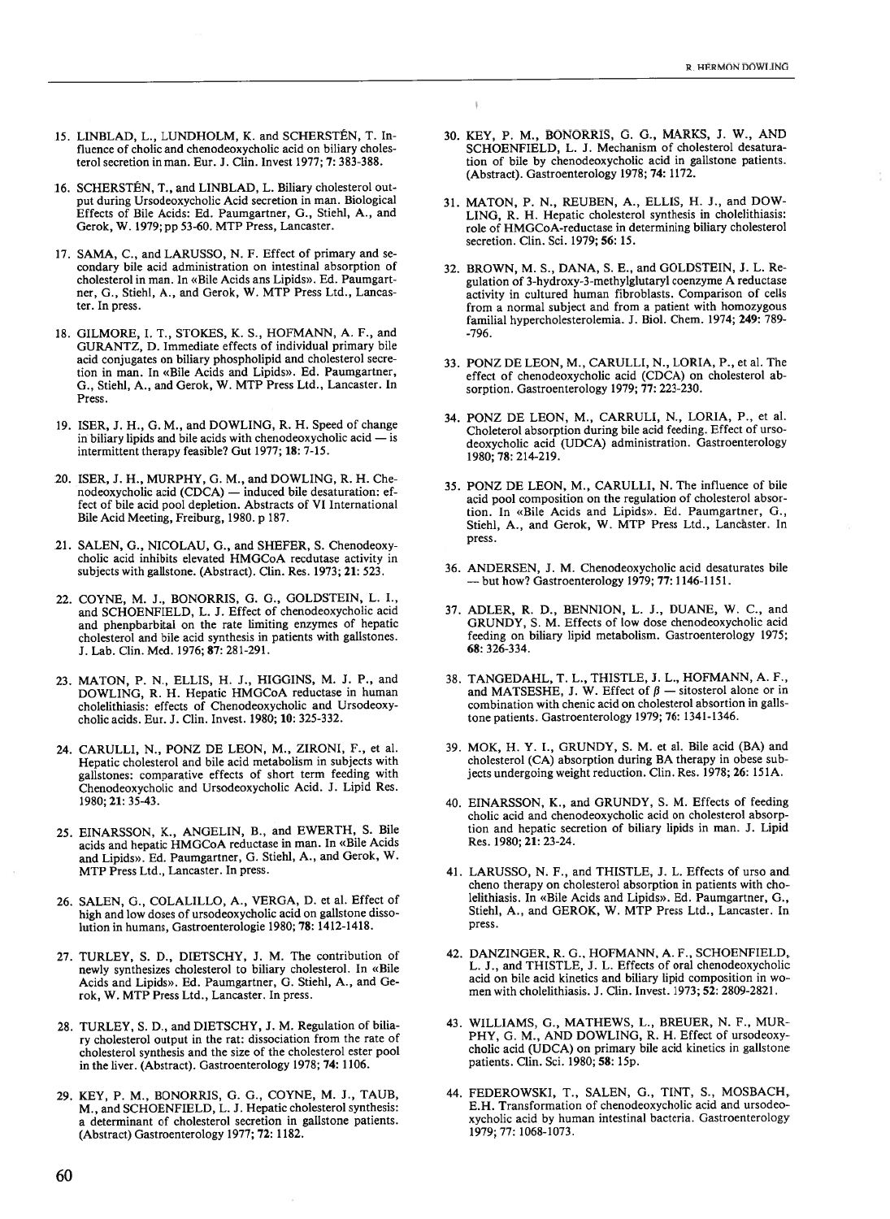15. LINBLAD, L., LUNDHOLM, K. and SCHERSTÉN, T. Influence of cholic and chenodeoxycholic acid on biliary cholesterol secretion in man. Eur. J. Clin. Invest 1977; 7: 383-388.

16. SCHERSTÉN, T., and LINBLAD, L. Biliary cholesterol output during Ursodeoxycholic Acid secretion in man. Biological Effects of Bile Acids: Ed. Paumgartner, G., Stiehl, A., and Gerok, W. 1979; pp 53-60. MTP Press, Lancaster.

17. SAMA, C., and LARUSSO, N. F. Effect of primary and secondary bile acid administration on intestinal absorption of cholesterol in man. In «Bile Acids ans Lipids». Ed. Paumgartner, G., Stiehl, A., and Gerok, W. MTP Press Ltd., Lancaster. In press.

18. GILMORE, I. T., STOKES, K. S., HOFMANN, A. F., and GURANTZ, D. Immediate effects of individual primary bile acid conjugates on biliary phospholipid and cholesterol secretion in man. In «Bile Acids and Lipids». Ed. Paumgartner, G., Stiehl, A., and Gerok, W. MTP Press Ltd., Lancaster. In Press.

19. ISER, J. H., G. M., and DOWLING, R. H. Speed of change in biliary lipids and bile acids with chenodeoxycholic acid — is intermittent therapy feasible? Gut 1977; 18: 7-15.

20. ISER, J. H., MURPHY, G. M., and DOWLING, R. H. Chenodeoxycholic acid (CDCA) — induced bile desaturation: effect of bile acid pool depletion. Abstracts of VI International Bile Acid Meeting, Freiburg, 1980. p 187.

21. SALEN, G., NICOLAU, G., and SHEFER, S. Chenodeoxycholic acid inhibits elevated HMGCoA recdutase activity in subjects with gallstone. (Abstract). Clin. Res. 1973; 21: 523.

22. COYNE, M. J., BONORRIS, G. G., GOLDSTEIN, L. I., and SCHOENFIELD, L. J. Effect of chenodeoxycholic acid and phenpbarbital on the rate limiting enzymes of hepatic cholesterol and bile acid synthesis in patients with gallstones. J. Lab. Clin. Med. 1976; 87: 281-291.

23. MATON, P. N., ELLIS, H. J., HIGGINS, M. J. P., and DOWLING, R. H. Hepatic HMGCoA reductase in human cholelithiasis: effects of Chenodeoxycholic and Ursodeoxycholic acids. Eur. J. Clin. Invest. 1980; 10: 325-332.

24. CARULLI, N., PONZ DE LEON, M., ZIRONI, F., et al. Hepatic cholesterol and bile acid metabolism in subjects with gallstones: comparative effects of short term feeding with Chenodeoxycholic and Ursodeoxycholic Acid. J. Lipid Res. 1980; 21: 35-43.

25. EINARSSON, K., ANGELIN, B., and EWERTH, S. Bile acids and hepatic HMGCoA reductase in man. In «Bile Acids and Lipids». Ed. Paumgartner, G. Stiehl, A., and Gerok, W. MTP Press Ltd., Lancaster. In press.

26. SALEN, G., COLALILLO, A., VERGA, D. et al. Effect of high and low doses of ursodeoxycholic acid on gallstone dissolution in humans, Gastroenterologie 1980; 78: 1412-1418.

27. TURLEY, S. D., DIETSCHY, J. M. The contribution of newly synthesizes cholesterol to biliary cholesterol. In «Bile Acids and Lipids». Ed. Paumgartner, G., Stiehl, A., and Gerok, W. MTP Press Ltd., Lancaster. In press.

28. TURLEY, S. D., and DIETSCHY, J. M. Regulation of biliary cholesterol output in the rat: dissociation from the rate of cholesterol synthesis and the size of the cholesterol ester pool in the liver. (Abstract). Gastroenterology 1978; 74: 1106.

29. KEY, P. M., BONORRIS, G. G., COYNE, M. J., TAUB, M., and SCHOENFIELD, L. J. Hepatic cholesterol synthesis: a determinant of cholesterol secretion in gallstone patients. (Abstract) Gastroenterology 1977; 72: 1182.

30. KEY, P. M., BONORRIS, G. G., MARKS, J. W., AND SCHOENFIELD, L. J. Mechanism of cholesterol desaturation of bile by chenodeoxycholic acid in gallstone patients. (Abstract). Gastroenterology 1978; 74: 1172.

31. MATON, P. N., REUBEN, A., ELLIS, H. J., and DOWLING, R. H. Hepatic cholesterol synthesis in cholelithiasis: role of HMGCoA-reductase in determining biliary cholesterol secretion. Clin. Sci. 1979; 56: 15.

32. BROWN, M. S., DANA, S. E., and GOLDSTEIN, J. L. Regulation of 3-hydroxy-3-methylglutaryl coenzyme A reductase activity in cultured human fibroblasts. Comparison of cells from a normal subject and from a patient with homozygous familial hypercholesterolemia. J. Biol. Chem. 1974; 249: 789-796.

33. PONZ DE LEON, M., CARULLI, N., LORIA, P., et al. The effect of chenodeoxycholic acid (CDCA) on cholesterol absorption. Gastroenterology 1979; 77: 223-230.

34. PONZ DE LEON, M., CARRULI, N., LORIA, P., et al. Choleterol absorption during bile acid feeding. Effect of ursodeoxycholic acid (UDCA) administration. Gastroenterology 1980; 78: 214-219.

35. PONZ DE LEON, M., CARULLI, N. The influence of bile acid pool composition on the regulation of cholesterol absortion. In «Bile Acids and Lipids». Ed. Paumgartner, G., Stiehl, A., and Gerok, W. MTP Press Ltd., Lancàster. In press.

36. ANDERSEN, J. M. Chenodeoxycholic acid desaturates bile — but how? Gastroenterology 1979; 77: 1146-1151.

37. ADLER, R. D., BENNION, L. J., DUANE, W. C., and GRUNDY, S. M. Effects of low dose chenodeoxycholic acid feeding on biliary lipid metabolism. Gastroenterology 1975; 68: 326-334.

38. TANGEDAHL, T. L., THISTLE, J. L., HOFMANN, A. F., and MATSESHE, J. W. Effect of $\beta$ — sitosterol alone or in combination with chenic acid on cholesterol absorption in gallstone patients. Gastroenterology 1979; 76: 1341-1346.

39. MOK, H. Y. I., GRUNDY, S. M. et al. Bile acid (BA) and cholesterol (CA) absorption during BA therapy in obese subjects undergoing weight reduction. Clin. Res. 1978; 26: 151A.

40. EINARSSON, K., and GRUNDY, S. M. Effects of feeding cholic acid and chenodeoxycholic acid on cholesterol absorption and hepatic secretion of biliary lipids in man. J. Lipid Res. 1980; 21: 23-24.

41. LARUSSO, N. F., and THISTLE, J. L. Effects of urso and cheno therapy on cholesterol absorption in patients with cholelithiasis. In «Bile Acids and Lipids». Ed. Paumgartner, G., Stiehl, A., and GEROK, W. MTP Press Ltd., Lancaster. In press.

42. DANZINGER, R. G., HOFMANN, A. F., SCHOENFIELD, L. J., and THISTLE, J. L. Effects of oral chenodeoxycholic acid on bile acid kinetics and biliary lipid composition in women with cholelithiasis. J. Clin. Invest. 1973; 52: 2809-2821.

43. WILLIAMS, G., MATHEWS, L., BREUER, N. F., MURPHY, G. M., AND DOWLING, R. H. Effect of ursodeoxycholic acid (UDCA) on primary bile acid kinetics in gallstone patients. Clin. Sci. 1980; 58: 15p.

44. FEDEROWSKI, T., SALEN, G., TINT, S., MOSBACH, E.H. Transformation of chenodeoxycholic acid and ursodeoxycholic acid by human intestinal bacteria. Gastroenterology 1979; 77: 1068-1073.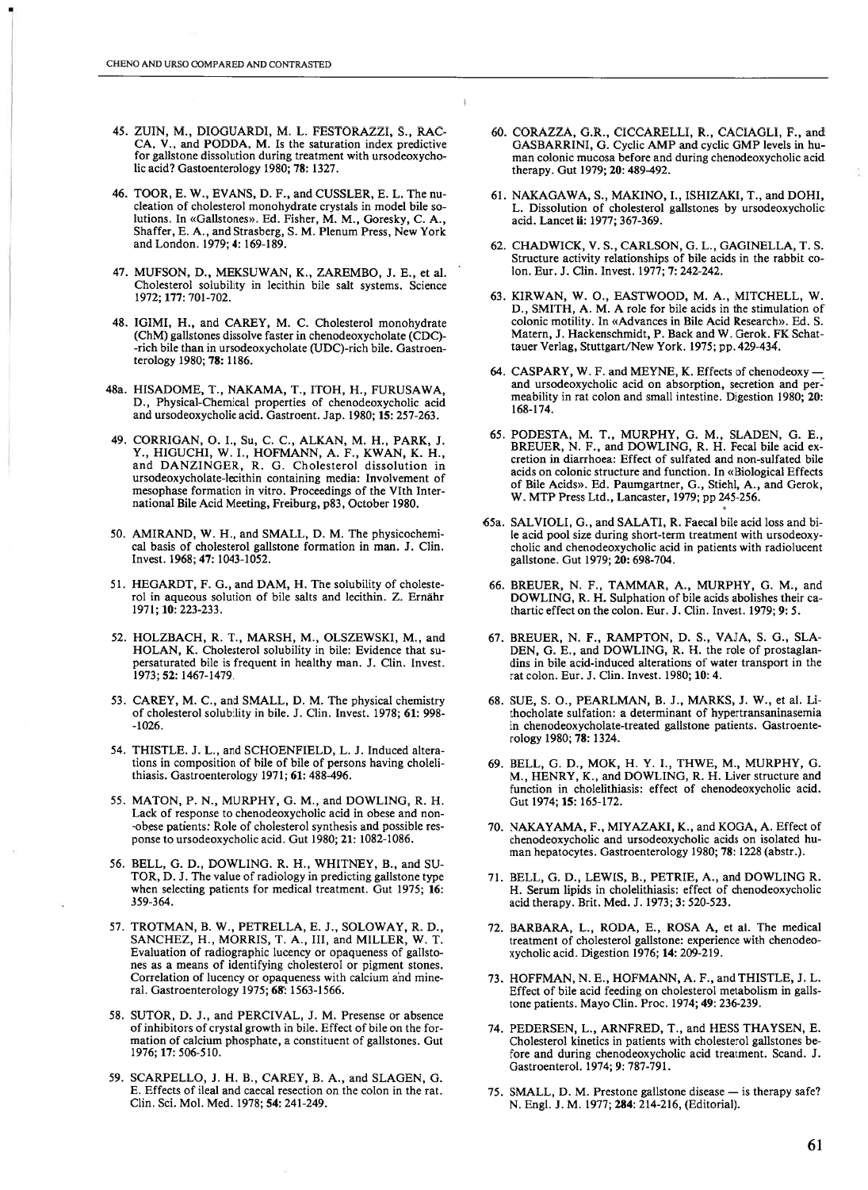45. ZUIN, M., DIOGUARDI, M. L. FESTORAZZI, S., RACCA, V., and PODDA, M. Is the saturation index predictive for gallstone dissolution during treatment with ursodeoxycholic acid? Gastroenterology 1980; **78:** 1327.

46. TOOR, E. W., EVANS, D. F., and CUSSLER, E. L. The nucleation of cholesterol monohydrate crystals in model bile solutions. In «Gallstones». Ed. Fisher, M. M., Goresky, C. A., Shaffer, E. A., and Strasberg, S. M. Plenum Press, New York and London. 1979; **4:** 169-189.

47. MUFSON, D., MEKSUWAN, K., ZAREMBO, J. E., et al. Cholesterol solubility in lecithin bile salt systems. Science 1972; **177:** 701-702.

48. IGIMI, H., and CAREY, M. C. Cholesterol monohydrate (ChM) gallstones dissolve faster in chenodeoxycholate (CDC)-rich bile than in ursodeoxycholate (UDC)-rich bile. Gastroenterology 1980; **78:** 1186.

48a. HISADOME, T., NAKAMA, T., ITOH, H., FURUSAWA, D., Physical-Chemical properties of chenodeoxycholic acid and ursodeoxycholic acid. Gastroent. Jap. 1980; **15:** 257-263.

49. CORRIGAN, O. I., Su, C. C., ALKAN, M. H., PARK, J. Y., HIGUCHI, W. I., HOFMANN, A. F., KWAN, K. H., and DANZINGER, R. G. Cholesterol dissolution in ursodeoxycholate-lecithin containing media: Involvement of mesophase formation in vitro. Proceedings of the VIth International Bile Acid Meeting, Freiburg, p83, October 1980.

50. AMIRAND, W. H., and SMALL, D. M. The physicochemical basis of cholesterol gallstone formation in man. J. Clin. Invest. 1968; **47:** 1043-1052.

51. HEGARDT, F. G., and DAM, H. The solubility of cholesterol in aqueous solution of bile salts and lecithin. Z. Ernähr 1971; **10:** 223-233.

52. HOLZBACH, R. T., MARSH, M., OLSZEWSKI, M., and HOLAN, K. Cholesterol solubility in bile: Evidence that supersaturated bile is frequent in healthy man. J. Clin. Invest. 1973; **52:** 1467-1479.

53. CAREY, M. C., and SMALL, D. M. The physical chemistry of cholesterol solubility in bile. J. Clin. Invest. 1978; **61:** 998-1026.

54. THISTLE. J. L., and SCHOENFIELD, L. J. Induced alterations in composition of bile of bile of persons having cholelithiasis. Gastroenterology 1971; **61:** 488-496.

55. MATON, P. N., MURPHY, G. M., and DOWLING, R. H. Lack of response to chenodeoxycholic acid in obese and non-obese patients: Role of cholesterol synthesis and possible response to ursodeoxycholic acid. Gut 1980; **21:** 1082-1086.

56. BELL, G. D., DOWLING. R. H., WHITNEY, B., and SUTOR, D. J. The value of radiology in predicting gallstone type when selecting patients for medical treatment. Gut 1975; **16:** 359-364.

57. TROTMAN, B. W., PETRELLA, E. J., SOLOWAY, R. D., SANCHEZ, H., MORRIS, T. A., III, and MILLER, W. T. Evaluation of radiographic lucency or opaqueness of gallstones as a means of identifying cholesterol or pigment stones. Correlation of lucency or opaqueness with calcium and mineral. Gastroenterology 1975; **68:** 1563-1566.

58. SUTOR, D. J., and PERCIVAL, J. M. Presense or absence of inhibitors of crystal growth in bile. Effect of bile on the formation of calcium phosphate, a constituent of gallstones. Gut 1976; **17:** 506-510.

59. SCARPELLO, J. H. B., CAREY, B. A., and SLAGEN, G. E. Effects of ileal and caecal resection on the colon in the rat. Clin. Sci. Mol. Med. 1978; **54:** 241-249.

60. CORAZZA, G.R., CICCARELLI, R., CACIAGLI, F., and GASBARRINI, G. Cyclic AMP and cyclic GMP levels in human colonic mucosa before and during chenodeoxycholic acid therapy. Gut 1979; **20:** 489-492.

61. NAKAGAWA, S., MAKINO, I., ISHIZAKI, T., and DOHI, L. Dissolution of cholesterol gallstones by ursodeoxycholic acid. Lancet **ii:** 1977; 367-369.

62. CHADWICK, V. S., CARLSON, G. L., GAGINELLA, T. S. Structure activity relationships of bile acids in the rabbit colon. Eur. J. Clin. Invest. 1977; **7:** 242-242.

63. KIRWAN, W. O., EASTWOOD, M. A., MITCHELL, W. D., SMITH, A. M. A role for bile acids in the stimulation of colonic motility. In «Advances in Bile Acid Research». Ed. S. Matern, J. Hackenschmidt, P. Back and W. Gerok. FK Schattauer Verlag, Stuttgart/New York. 1975; pp. 429-434.

64. CASPARY, W. F. and MEYNE, K. Effects of chenodeoxy — and ursodeoxycholic acid on absorption, secretion and permeability in rat colon and small intestine. Digestion 1980; **20:** 168-174.

65. PODESTA, M. T., MURPHY, G. M., SLADEN, G. E., BREUER, N. F., and DOWLING, R. H. Fecal bile acid excretion in diarrhoea: Effect of sulfated and non-sulfated bile acids on colonic structure and function. In «Biological Effects of Bile Acids». Ed. Paumgartner, G., Stiehl, A., and Gerok, W. MTP Press Ltd., Lancaster, 1979; pp 245-256.

65a. SALVIOLI, G., and SALATI, R. Faecal bile acid loss and bile acid pool size during short-term treatment with ursodeoxycholic and chenodeoxycholic acid in patients with radiolucent gallstone. Gut 1979; **20:** 698-704.

66. BREUER, N. F., TAMMAR, A., MURPHY, G. M., and DOWLING, R. H. Sulphation of bile acids abolishes their cathartic effect on the colon. Eur. J. Clin. Invest. 1979; **9:** 5.

67. BREUER, N. F., RAMPTON, D. S., VAJA, S. G., SLADEN, G. E., and DOWLING, R. H. the role of prostaglandins in bile acid-induced alterations of water transport in the rat colon. Eur. J. Clin. Invest. 1980; **10:** 4.

68. SUE, S. O., PEARLMAN, B. J., MARKS, J. W., et al. Lithocholate sulfation: a determinant of hypertransaninasemia in chenodeoxycholate-treated gallstone patients. Gastroenterology 1980; **78:** 1324.

69. BELL, G. D., MOK, H. Y. I., THWE, M., MURPHY, G. M., HENRY, K., and DOWLING, R. H. Liver structure and function in cholelithiasis: effect of chenodeoxycholic acid. Gut 1974; **15:** 165-172.

70. NAKAYAMA, F., MIYAZAKI, K., and KOGA, A. Effect of chenodeoxycholic and ursodeoxycholic acids on isolated human hepatocytes. Gastroenterology 1980; **78:** 1228 (abstr.).

71. BELL, G. D., LEWIS, B., PETRIE, A., and DOWLING R. H. Serum lipids in cholelithiasis: effect of chenodeoxycholic acid therapy. Brit. Med. J. 1973; **3:** 520-523.

72. BARBARA, L., RODA, E., ROSA A, et al. The medical treatment of cholesterol gallstone: experience with chenodeoxycholic acid. Digestion 1976; **14:** 209-219.

73. HOFFMAN, N. E., HOFMANN, A. F., and THISTLE, J. L. Effect of bile acid feeding on cholesterol metabolism in gallstone patients. Mayo Clin. Proc. 1974; **49:** 236-239.

74. PEDERSEN, L., ARNFRED, T., and HESS THAYSEN, E. Cholesterol kinetics in patients with cholesterol gallstones before and during chenodeoxycholic acid treatment. Scand. J. Gastroenterol. 1974; **9:** 787-791.

75. SMALL, D. M. Prestone gallstone disease — is therapy safe? N. Engl. J. M. 1977; **284:** 214-216, (Editorial).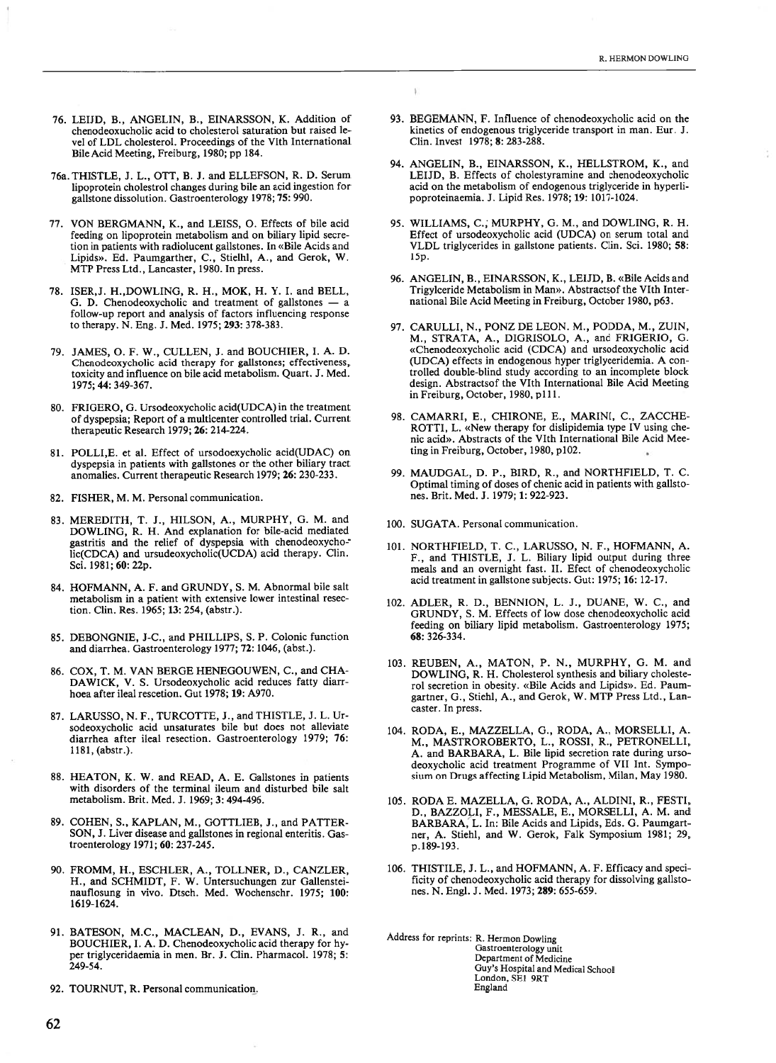76. LEIJD, B., ANGELIN, B., EINARSSON, K. Addition of chenodeoxucholic acid to cholesterol saturation but raised level of LDL cholesterol. Proceedings of the VIth International Bile Acid Meeting, Freiburg, 1980; pp 184.

76a. THISTLE, J. L., OTT, B. J. and ELLEFSON, R. D. Serum lipoprotein cholestrol changes during bile an acid ingestion for gallstone dissolution. Gastroenterology 1978; **75**: 990.

77. VON BERGMANN, K., and LEISS, O. Effects of bile acid feeding on lipoprotein metabolism and on biliary lipid secretion in patients with radiolucent gallstones. In «Bile Acids and Lipids». Ed. Paumgarther, C., Stielhl, A., and Gerok, W. MTP Press Ltd., Lancaster, 1980. In press.

78. ISER, J. H., DOWLING, R. H., MOK, H. Y. I. and BELL, G. D. Chenodeoxycholic and treatment of gallstones — a follow-up report and analysis of factors influencing response to therapy. N. Eng. J. Med. 1975; **293**: 378-383.

79. JAMES, O. F. W., CULLEN, J. and BOUCHIER, I. A. D. Chenodeoxycholic acid therapy for gallstones; effectiveness, toxicity and influence on bile acid metabolism. Quart. J. Med. 1975; **44**: 349-367.

80. FRIGERO, G. Ursodeoxycholic acid(UDCA) in the treatment of dyspepsia; Report of a multicenter controlled trial. Current therapeutic Research 1979; **26**: 214-224.

81. POLLI, E. et al. Effect of ursodoexycholic acid(UDAC) on dyspepsia in patients with gallstones or the other biliary tract anomalies. Current therapeutic Research 1979; **26**: 230-233.

82. FISHER, M. M. Personal communication.

83. MEREDITH, T. J., HILSON, A., MURPHY, G. M. and DOWLING, R. H. And explanation for bile-acid mediated gastritis and the relief of dyspepsia with chenodeoxycholic(CDCA) and ursudeoxycholic(UCDA) acid therapy. Clin. Sci. 1981; **60**: 22p.

84. HOFMANN, A. F. and GRUNDY, S. M. Abnormal bile salt metabolism in a patient with extensive lower intestinal resection. Clin. Res. 1965; **13**: 254, (abstr.).

85. DEBONGNIE, J-C., and PHILLIPS, S. P. Colonic function and diarrhea. Gastroenterology 1977; **72**: 1046, (abst.).

86. COX, T. M. VAN BERGE HENEGOUWEN, C., and CHADAWICK, V. S. Ursodeoxycholic acid reduces fatty diarrhoea after ileal rescetion. Gut 1978; **19**: A970.

87. LARUSSO, N. F., TURCOTTE, J., and THISTLE, J. L. Ursodeoxycholic acid unsaturates bile but does not alleviate diarrhea after ileal resection. Gastroenterology 1979; **76**: 1181, (abstr.).

88. HEATON, K. W. and READ, A. E. Gallstones in patients with disorders of the terminal ileum and disturbed bile salt metabolism. Brit. Med. J. 1969; **3**: 494-496.

89. COHEN, S., KAPLAN, M., GOTTLIEB, J., and PATTERSON, J. Liver disease and gallstones in regional enteritis. Gastroenterology 1971; **60**: 237-245.

90. FROMM, H., ESCHLER, A., TOLLNER, D., CANZLER, H., and SCHMIDT, F. W. Untersuchungen zur Gallensteinauflosung in vivo. Dtsch. Med. Wochenschr. 1975; **100**: 1619-1624.

91. BATESON, M.C., MACLEAN, D., EVANS, J. R., and BOUCHIER, I. A. D. Chenodeoxycholic acid therapy for hyper triglyceridaemia in men. Br. J. Clin. Pharmacol. 1978; **5**: 249-54.

92. TOURNUT, R. Personal communication.

93. BEGEMANN, F. Influence of chenodeoxycholic acid on the kinetics of endogenous triglyceride transport in man. Eur. J. Clin. Invest 1978; **8**: 283-288.

94. ANGELIN, B., EINARSSON, K., HELLSTROM, K., and LEIJD, B. Effects of cholestyramine and chenodeoxycholic acid on the metabolism of endogenous triglyceride in hyperlipoproteinaemia. J. Lipid Res. 1978; **19**: 1017-1024.

95. WILLIAMS, C., MURPHY, G. M., and DOWLING, R. H. Effect of ursodeoxycholic acid (UDCA) on serum total and VLDL triglycerides in gallstone patients. Clin. Sci. 1980; **58**: 15p.

96. ANGELIN, B., EINARSSON, K., LEIJD, B. «Bile Acids and Trigylceride Metabolism in Man». Abstractsof the VIth International Bile Acid Meeting in Freiburg, October 1980, p63.

97. CARULLI, N., PONZ DE LEON. M., PODDA, M., ZUIN, M., STRATA, A., DIGRISOLO, A., and FRIGERIO, G. «Chenodeoxycholic acid (CDCA) and ursodeoxycholic acid (UDCA) effects in endogenous hyper triglyceridemia. A controlled double-blind study according to an incomplete block design. Abstractsof the VIth International Bile Acid Meeting in Freiburg, October, 1980, p111.

98. CAMARRI, E., CHIRONE, E., MARINI, C., ZACCHEROTTI, L. «New therapy for dislipidemia type IV using chenic acid». Abstracts of the VIth International Bile Acid Meeting in Freiburg, October, 1980, p102.

99. MAUDGAL, D. P., BIRD, R., and NORTHFIELD, T. C. Optimal timing of doses of chenic acid in patients with gallstones. Brit. Med. J. 1979; **1**: 922-923.

100. SUGATA. Personal communication.

101. NORTHFIELD, T. C., LARUSSO, N. F., HOFMANN, A. F., and THISTLE, J. L. Biliary lipid output during three meals and an overnight fast. II. Efect of chenodeoxycholic acid treatment in gallstone subjects. Gut: 1975; **16**: 12-17.

102. ADLER, R. D., BENNION, L. J., DUANE, W. C., and GRUNDY, S. M. Effects of low dose chenodeoxycholic acid feeding on biliary lipid metabolism. Gastroenterology 1975; **68**: 326-334.

103. REUBEN, A., MATON, P. N., MURPHY, G. M. and DOWLING, R. H. Cholesterol synthesis and biliary cholesterol secretion in obesity. «Bile Acids and Lipids». Ed. Paumgartner, G., Stiehl, A., and Gerok, W. MTP Press Ltd., Lancaster. In press.

104. RODA, E., MAZZELLA, G., RODA, A., MORSELLI, A. M., MASTROROBERTO, L., ROSSI, R., PETRONELLI, A. and BARBARA, L. Bile lipid secretion rate during ursodeoxycholic acid treatment Programme of VII Int. Symposium on Drugs affecting Lipid Metabolism, Milan, May 1980.

105. RODA E. MAZELLA, G. RODA, A., ALDINI, R., FESTI, D., BAZZOLI, F., MESSALE, E., MORSELLI, A. M. and BARBARA, L. In: Bile Acids and Lipids, Eds. G. Paumgartner, A. Stiehl, and W. Gerok, Falk Symposium 1981; 29, p.189-193.

106. THISTILE, J. L., and HOFMANN, A. F. Efficacy and specificity of chenodeoxycholic acid therapy for dissolving gallstones. N. Engl. J. Med. 1973; **289**: 655-659.

Address for reprints: R. Hermon Dowling
Gastroenterology unit
Department of Medicine
Guy's Hospital and Medical School
London, SE1 9RT
England